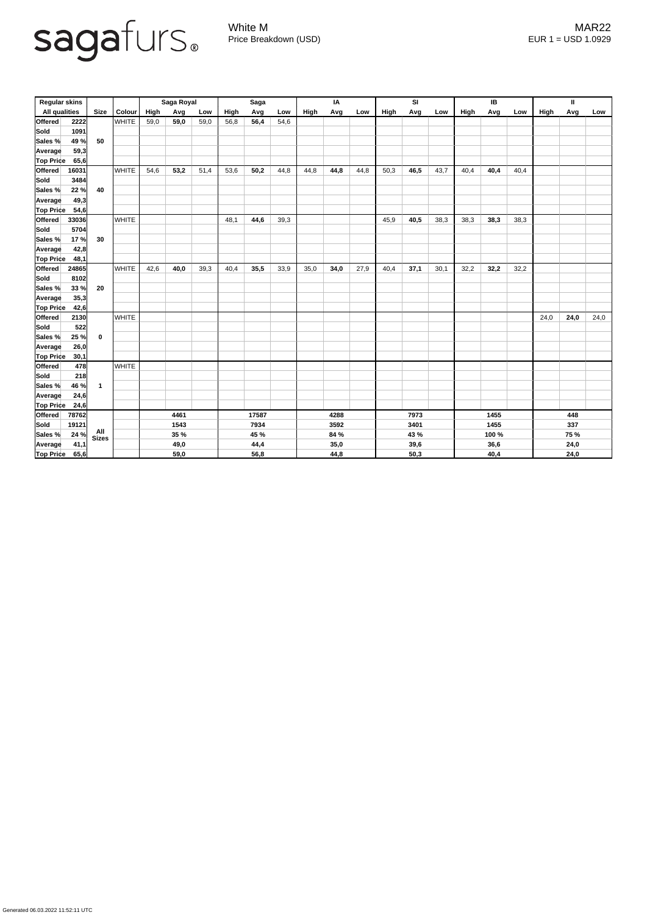sagafurs®

White M
Price Breakdown (USD)

MAR22
EUR 1 = USD 1.0929

| Regular skins | | | | Saga Royal | | | Saga | | | IA | | | SI | | | IB | | | II | | |
|---|---|---|---|---|---|---|---|---|---|---|---|---|---|---|---|---|---|---|---|---|---|
| All qualities | | Size | Colour | High | Avg | Low | High | Avg | Low | High | Avg | Low | High | Avg | Low | High | Avg | Low | High | Avg | Low |
| **Offered** | **2222** | **50** | WHITE | 59,0 | **59,0** | 59,0 | 56,8 | **56,4** | 54,6 | | | | | | | | | | | | |
| **Sold** | **1091** | | | | | | | | | | | | | | | | | | | | |
| **Sales %** | **49 %** | | | | | | | | | | | | | | | | | | | | |
| **Average** | **59,3** | | | | | | | | | | | | | | | | | | | | |
| **Top Price** | **65,6** | | | | | | | | | | | | | | | | | | | | |
| **Offered** | **16031** | **40** | WHITE | 54,6 | **53,2** | 51,4 | 53,6 | **50,2** | 44,8 | 44,8 | **44,8** | 44,8 | 50,3 | **46,5** | 43,7 | 40,4 | **40,4** | 40,4 | | | |
| **Sold** | **3484** | | | | | | | | | | | | | | | | | | | | |
| **Sales %** | **22 %** | | | | | | | | | | | | | | | | | | | | |
| **Average** | **49,3** | | | | | | | | | | | | | | | | | | | | |
| **Top Price** | **54,6** | | | | | | | | | | | | | | | | | | | | |
| **Offered** | **33036** | **30** | WHITE | | | | 48,1 | **44,6** | 39,3 | | | | 45,9 | **40,5** | 38,3 | 38,3 | **38,3** | 38,3 | | | |
| **Sold** | **5704** | | | | | | | | | | | | | | | | | | | | |
| **Sales %** | **17 %** | | | | | | | | | | | | | | | | | | | | |
| **Average** | **42,8** | | | | | | | | | | | | | | | | | | | | |
| **Top Price** | **48,1** | | | | | | | | | | | | | | | | | | | | |
| **Offered** | **24865** | **20** | WHITE | 42,6 | **40,0** | 39,3 | 40,4 | **35,5** | 33,9 | 35,0 | **34,0** | 27,9 | 40,4 | **37,1** | 30,1 | 32,2 | **32,2** | 32,2 | | | |
| **Sold** | **8102** | | | | | | | | | | | | | | | | | | | | |
| **Sales %** | **33 %** | | | | | | | | | | | | | | | | | | | | |
| **Average** | **35,3** | | | | | | | | | | | | | | | | | | | | |
| **Top Price** | **42,6** | | | | | | | | | | | | | | | | | | | | |
| **Offered** | **2130** | **0** | WHITE | | | | | | | | | | | | | | | | 24,0 | **24,0** | 24,0 |
| **Sold** | **522** | | | | | | | | | | | | | | | | | | | | |
| **Sales %** | **25 %** | | | | | | | | | | | | | | | | | | | | |
| **Average** | **26,0** | | | | | | | | | | | | | | | | | | | | |
| **Top Price** | **30,1** | | | | | | | | | | | | | | | | | | | | |
| **Offered** | **478** | **1** | WHITE | | | | | | | | | | | | | | | | | | |
| **Sold** | **218** | | | | | | | | | | | | | | | | | | | | |
| **Sales %** | **46 %** | | | | | | | | | | | | | | | | | | | | |
| **Average** | **24,6** | | | | | | | | | | | | | | | | | | | | |
| **Top Price** | **24,6** | | | | | | | | | | | | | | | | | | | | |
| **Offered** | **78762** | **All Sizes** | | | **4461** | | | **17587** | | | **4288** | | | **7973** | | | **1455** | | | **448** | |
| **Sold** | **19121** | | | | **1543** | | | **7934** | | | **3592** | | | **3401** | | | **1455** | | | **337** | |
| **Sales %** | **24 %** | | | | **35 %** | | | **45 %** | | | **84 %** | | | **43 %** | | | **100 %** | | | **75 %** | |
| **Average** | **41,1** | | | | **49,0** | | | **44,4** | | | **35,0** | | | **39,6** | | | **36,6** | | | **24,0** | |
| **Top Price** | **65,6** | | | | **59,0** | | | **56,8** | | | **44,8** | | | **50,3** | | | **40,4** | | | **24,0** | |

Generated 06.03.2022 11:52:11 UTC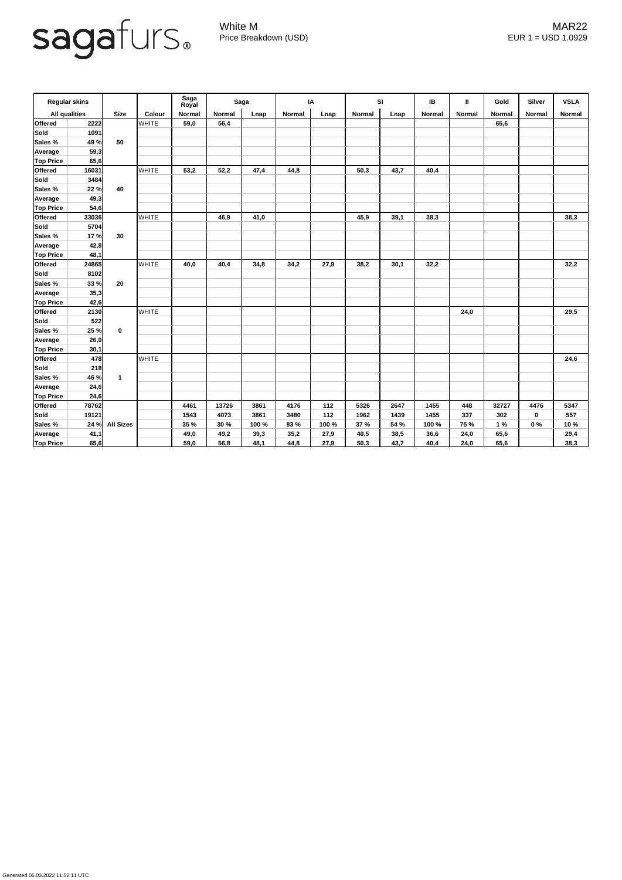# sagafurs®

White M
Price Breakdown (USD)

MAR22
EUR 1 = USD 1.0929

| Regular skins | | | | Saga Royal | Saga | | IA | | SI | | IB | II | Gold | Silver | VSLA |
|---|---|---|---|---|---|---|---|---|---|---|---|---|---|---|---|
| All qualities | | Size | Colour | Normal | Normal | Lnap | Normal | Lnap | Normal | Lnap | Normal | Normal | Normal | Normal | Normal |
| **Offered** | **2222** | | WHITE | **59,0** | **56,4** | | | | | | | | **65,6** | | |
| **Sold** | **1091** | | | | | | | | | | | | | | |
| **Sales %** | **49 %** | **50** | | | | | | | | | | | | | |
| **Average** | **59,3** | | | | | | | | | | | | | | |
| **Top Price** | **65,6** | | | | | | | | | | | | | | |
| **Offered** | **16031** | | WHITE | **53,2** | **52,2** | **47,4** | **44,8** | | **50,3** | **43,7** | **40,4** | | | | |
| **Sold** | **3484** | | | | | | | | | | | | | | |
| **Sales %** | **22 %** | **40** | | | | | | | | | | | | | |
| **Average** | **49,3** | | | | | | | | | | | | | | |
| **Top Price** | **54,6** | | | | | | | | | | | | | | |
| **Offered** | **33036** | | WHITE | | **46,9** | **41,0** | | | **45,9** | **39,1** | **38,3** | | | | **38,3** |
| **Sold** | **5704** | | | | | | | | | | | | | | |
| **Sales %** | **17 %** | **30** | | | | | | | | | | | | | |
| **Average** | **42,8** | | | | | | | | | | | | | | |
| **Top Price** | **48,1** | | | | | | | | | | | | | | |
| **Offered** | **24865** | | WHITE | **40,0** | **40,4** | **34,8** | **34,2** | **27,9** | **38,2** | **30,1** | **32,2** | | | | **32,2** |
| **Sold** | **8102** | | | | | | | | | | | | | | |
| **Sales %** | **33 %** | **20** | | | | | | | | | | | | | |
| **Average** | **35,3** | | | | | | | | | | | | | | |
| **Top Price** | **42,6** | | | | | | | | | | | | | | |
| **Offered** | **2130** | | WHITE | | | | | | | | | **24,0** | | | **29,5** |
| **Sold** | **522** | | | | | | | | | | | | | | |
| **Sales %** | **25 %** | **0** | | | | | | | | | | | | | |
| **Average** | **26,0** | | | | | | | | | | | | | | |
| **Top Price** | **30,1** | | | | | | | | | | | | | | |
| **Offered** | **478** | | WHITE | | | | | | | | | | | | **24,6** |
| **Sold** | **218** | | | | | | | | | | | | | | |
| **Sales %** | **46 %** | **1** | | | | | | | | | | | | | |
| **Average** | **24,6** | | | | | | | | | | | | | | |
| **Top Price** | **24,6** | | | | | | | | | | | | | | |
| **Offered** | **78762** | | | **4461** | **13726** | **3861** | **4176** | **112** | **5326** | **2647** | **1455** | **448** | **32727** | **4476** | **5347** |
| **Sold** | **19121** | | | **1543** | **4073** | **3861** | **3480** | **112** | **1962** | **1439** | **1455** | **337** | **302** | **0** | **557** |
| **Sales %** | **24 %** | **All Sizes** | | **35 %** | **30 %** | **100 %** | **83 %** | **100 %** | **37 %** | **54 %** | **100 %** | **75 %** | **1 %** | **0 %** | **10 %** |
| **Average** | **41,1** | | | **49,0** | **49,2** | **39,3** | **35,2** | **27,9** | **40,5** | **38,5** | **36,6** | **24,0** | **65,6** | | **29,4** |
| **Top Price** | **65,6** | | | **59,0** | **56,8** | **48,1** | **44,8** | **27,9** | **50,3** | **43,7** | **40,4** | **24,0** | **65,6** | | **38,3** |